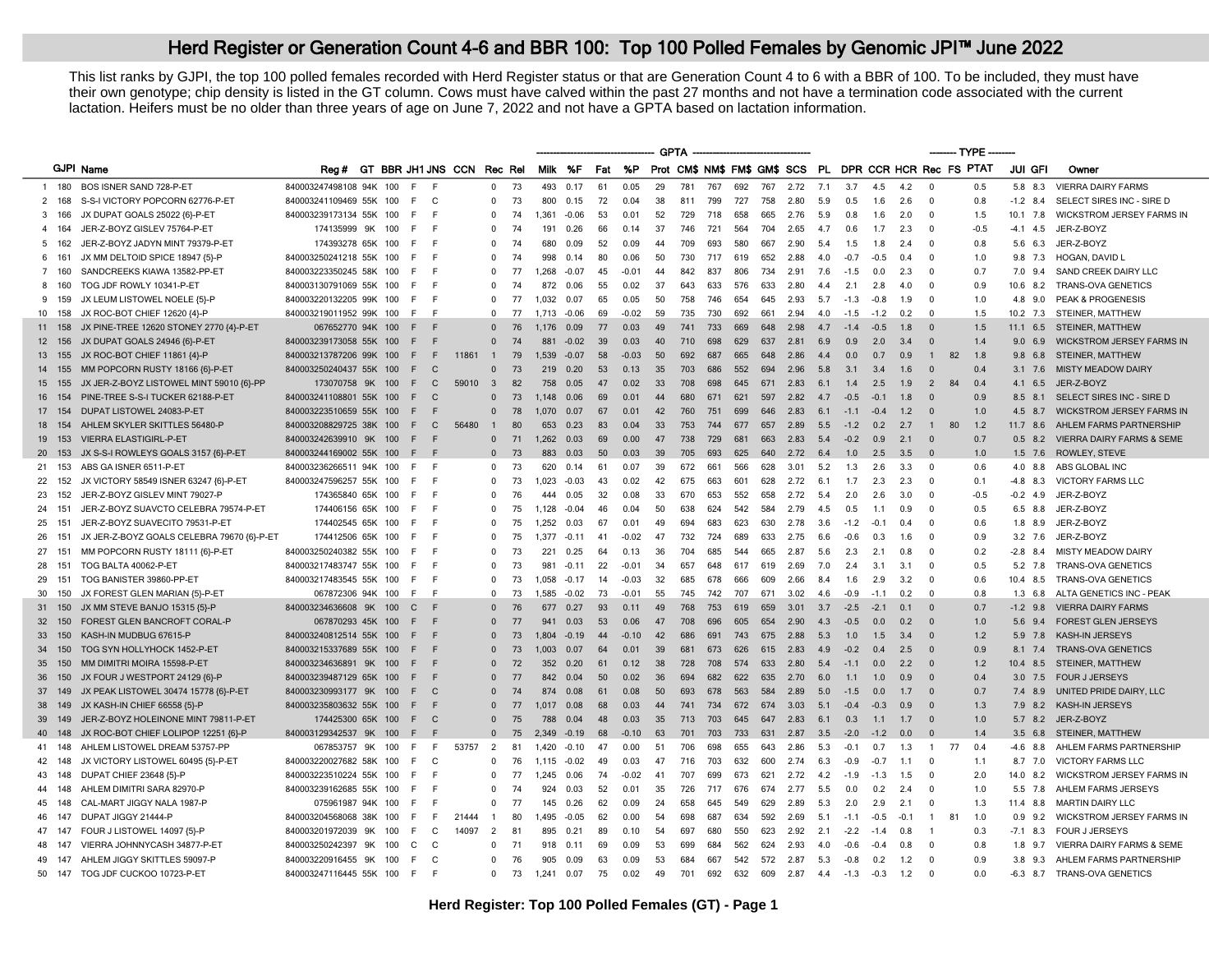# Herd Register or Generation Count 4-6 and BBR 100: Top 100 Polled Females by Genomic JPI™ June 2022

This list ranks by GJPI, the top 100 polled females recorded with Herd Register status or that are Generation Count 4 to 6 with a BBR of 100. To be included, they must have their own genotype; chip density is listed in the GT column. Cows must have calved within the past 27 months and not have a termination code associated with the current lactation. Heifers must be no older than three years of age on June 7, 2022 and not have a GPTA based on lactation information.

| | | | | | | | | | | | GPTA | | | | | | | | | | | | | | TYPE | | | | | |
|---|---|---|---|---|---|---|---|---|---|---|---|---|---|---|---|---|---|---|---|---|---|---|---|---|---|---|---|---|---|---|
| | GJPI | Name | Reg # | GT | BBR | JH1 | JNS | CCN | Rec | Rel | Milk | %F | Fat | %P | Prot | CM$ | NM$ | FM$ | GM$ | SCS | PL | DPR | CCR | HCR | Rec | FS | PTAT | JUI | GFI | Owner |
| 1 | 180 | BOS ISNER SAND 728-P-ET | 840003247498108 | 94K | 100 | F | F | | 0 | 73 | 493 | 0.17 | 61 | 0.05 | 29 | 781 | 767 | 692 | 767 | 2.72 | 7.1 | 3.7 | 4.5 | 4.2 | 0 | | 0.5 | 5.8 | 8.3 | VIERRA DAIRY FARMS |
| 2 | 168 | S-S-I VICTORY POPCORN 62776-P-ET | 840003241109469 | 55K | 100 | F | C | | 0 | 73 | 800 | 0.15 | 72 | 0.04 | 38 | 811 | 799 | 727 | 758 | 2.80 | 5.9 | 0.5 | 1.6 | 2.6 | 0 | | 0.8 | -1.2 | 8.4 | SELECT SIRES INC - SIRE D |
| 3 | 166 | JX DUPAT GOALS 25022 {6}-P-ET | 840003239173134 | 55K | 100 | F | F | | 0 | 74 | 1,361 | -0.06 | 53 | 0.01 | 52 | 729 | 718 | 658 | 665 | 2.76 | 5.9 | 0.8 | 1.6 | 2.0 | 0 | | 1.5 | 10.1 | 7.8 | WICKSTROM JERSEY FARMS IN |
| 4 | 164 | JER-Z-BOYZ GISLEV 75764-P-ET | 174135999 | 9K | 100 | F | F | | 0 | 74 | 191 | 0.26 | 66 | 0.14 | 37 | 746 | 721 | 564 | 704 | 2.65 | 4.7 | 0.6 | 1.7 | 2.3 | 0 | | -0.5 | -4.1 | 4.5 | JER-Z-BOYZ |
| 5 | 162 | JER-Z-BOYZ JADYN MINT 79379-P-ET | 174393278 | 65K | 100 | F | F | | 0 | 74 | 680 | 0.09 | 52 | 0.09 | 44 | 709 | 693 | 580 | 667 | 2.90 | 5.4 | 1.5 | 1.8 | 2.4 | 0 | | 0.8 | 5.6 | 6.3 | JER-Z-BOYZ |
| 6 | 161 | JX MM DELTOID SPICE 18947 {5}-P | 840003250241218 | 55K | 100 | F | F | | 0 | 74 | 998 | 0.14 | 80 | 0.06 | 50 | 730 | 717 | 619 | 652 | 2.88 | 4.0 | -0.7 | -0.5 | 0.4 | 0 | | 1.0 | 9.8 | 7.3 | HOGAN, DAVID L |
| 7 | 160 | SANDCREEKS KIAWA 13582-PP-ET | 840003223350245 | 58K | 100 | F | F | | 0 | 77 | 1,268 | -0.07 | 45 | -0.01 | 44 | 842 | 837 | 806 | 734 | 2.91 | 7.6 | -1.5 | 0.0 | 2.3 | 0 | | 0.7 | 7.0 | 9.4 | SAND CREEK DAIRY LLC |
| 8 | 160 | TOG JDF ROWLY 10341-P-ET | 840003130791069 | 55K | 100 | F | F | | 0 | 74 | 872 | 0.06 | 55 | 0.02 | 37 | 643 | 633 | 576 | 633 | 2.80 | 4.4 | 2.1 | 2.8 | 4.0 | 0 | | 0.9 | 10.6 | 8.2 | TRANS-OVA GENETICS |
| 9 | 159 | JX LEUM LISTOWEL NOELE {5}-P | 840003220132205 | 99K | 100 | F | F | | 0 | 77 | 1,032 | 0.07 | 65 | 0.05 | 50 | 758 | 746 | 654 | 645 | 2.93 | 5.7 | -1.3 | -0.8 | 1.9 | 0 | | 1.0 | 4.8 | 9.0 | PEAK & PROGENESIS |
| 10 | 158 | JX ROC-BOT CHIEF 12620 {4}-P | 840003219011952 | 99K | 100 | F | F | | 0 | 77 | 1,713 | -0.06 | 69 | -0.02 | 59 | 735 | 730 | 692 | 661 | 2.94 | 4.0 | -1.5 | -1.2 | 0.2 | 0 | | 1.5 | 10.2 | 7.3 | STEINER, MATTHEW |
| 11 | 158 | JX PINE-TREE 12620 STONEY 2770 {4}-P-ET | 067652770 | 94K | 100 | F | F | | 0 | 76 | 1,176 | 0.09 | 77 | 0.03 | 49 | 741 | 733 | 669 | 648 | 2.98 | 4.7 | -1.4 | -0.5 | 1.8 | 0 | | 1.5 | 11.1 | 6.5 | STEINER, MATTHEW |
| 12 | 156 | JX DUPAT GOALS 24946 {6}-P-ET | 840003239173058 | 55K | 100 | F | F | | 0 | 74 | 881 | -0.02 | 39 | 0.03 | 40 | 710 | 698 | 629 | 637 | 2.81 | 6.9 | 0.9 | 2.0 | 3.4 | 0 | | 1.4 | 9.0 | 6.9 | WICKSTROM JERSEY FARMS IN |
| 13 | 155 | JX ROC-BOT CHIEF 11861 {4}-P | 840003213787206 | 99K | 100 | F | F | 11861 | 1 | 79 | 1,539 | -0.07 | 58 | -0.03 | 50 | 692 | 687 | 665 | 648 | 2.86 | 4.4 | 0.0 | 0.7 | 0.9 | 1 | 82 | 1.8 | 9.8 | 6.8 | STEINER, MATTHEW |
| 14 | 155 | MM POPCORN RUSTY 18166 {6}-P-ET | 840003250240437 | 55K | 100 | F | C | | 0 | 73 | 219 | 0.20 | 53 | 0.13 | 35 | 703 | 686 | 552 | 694 | 2.96 | 5.8 | 3.1 | 3.4 | 1.6 | 0 | | 0.4 | 3.1 | 7.6 | MISTY MEADOW DAIRY |
| 15 | 155 | JX JER-Z-BOYZ LISTOWEL MINT 59010 {6}-PP | 173070758 | 9K | 100 | F | C | 59010 | 3 | 82 | 758 | 0.05 | 47 | 0.02 | 33 | 708 | 698 | 645 | 671 | 2.83 | 6.1 | 1.4 | 2.5 | 1.9 | 2 | 84 | 0.4 | 4.1 | 6.5 | JER-Z-BOYZ |
| 16 | 154 | PINE-TREE S-S-I TUCKER 62188-P-ET | 840003241108801 | 55K | 100 | F | C | | 0 | 73 | 1,148 | 0.06 | 69 | 0.01 | 44 | 680 | 671 | 621 | 597 | 2.82 | 4.7 | -0.5 | -0.1 | 1.8 | 0 | | 0.9 | 8.5 | 8.1 | SELECT SIRES INC - SIRE D |
| 17 | 154 | DUPAT LISTOWEL 24083-P-ET | 840003223510659 | 55K | 100 | F | F | | 0 | 78 | 1,070 | 0.07 | 67 | 0.01 | 42 | 760 | 751 | 699 | 646 | 2.83 | 6.1 | -1.1 | -0.4 | 1.2 | 0 | | 1.0 | 4.5 | 8.7 | WICKSTROM JERSEY FARMS IN |
| 18 | 154 | AHLEM SKYLER SKITTLES 56480-P-ET | 840003208829725 | 38K | 100 | F | C | 56480 | 1 | 80 | 653 | 0.23 | 83 | 0.04 | 33 | 753 | 744 | 677 | 657 | 2.89 | 5.5 | -1.2 | 0.2 | 2.7 | 1 | 80 | 1.2 | 11.7 | 8.6 | AHLEM FARMS PARTNERSHIP |
| 19 | 153 | VIERRA ELASTIGIRL-P-ET | 840003242639910 | 9K | 100 | F | F | | 0 | 71 | 1,262 | 0.03 | 69 | 0.00 | 47 | 738 | 729 | 682 | 653 | 2.83 | 5.4 | -0.2 | 0.9 | 2.1 | 0 | | 0.7 | 0.5 | 8.2 | VIERRA DAIRY FARMS & SEME |
| 20 | 153 | JX S-S-I ROWLEYS GOALS 3157 {6}-P-ET | 840003244169002 | 55K | 100 | F | F | | 0 | 73 | 883 | 0.03 | 50 | 0.03 | 39 | 705 | 693 | 625 | 640 | 2.72 | 6.4 | 1.0 | 2.5 | 3.5 | 0 | | 1.0 | 1.5 | 7.6 | ROWLEY, STEVE |
| 21 | 153 | ABS GA ISNER 6511-P-ET | 840003236266511 | 94K | 100 | F | F | | 0 | 73 | 620 | 0.14 | 61 | 0.07 | 39 | 672 | 661 | 566 | 628 | 3.01 | 5.2 | 1.3 | 2.6 | 3.3 | 0 | | 0.6 | 4.0 | 8.8 | ABS GLOBAL INC |
| 22 | 152 | JX VICTORY 58549 ISNER 63247 {6}-P-ET | 840003247596257 | 55K | 100 | F | F | | 0 | 73 | 1,023 | -0.03 | 43 | 0.02 | 42 | 675 | 663 | 601 | 628 | 2.72 | 6.1 | 1.7 | 2.3 | 2.3 | 0 | | 0.1 | -4.8 | 8.3 | VICTORY FARMS LLC |
| 23 | 152 | JER-Z-BOYZ GISLEV MINT 79027-P | 174365840 | 65K | 100 | F | F | | 0 | 76 | 444 | 0.05 | 32 | 0.08 | 33 | 670 | 653 | 552 | 658 | 2.72 | 5.4 | 2.0 | 2.6 | 3.0 | 0 | | -0.5 | -0.2 | 4.9 | JER-Z-BOYZ |
| 24 | 151 | JER-Z-BOYZ SUAVCTO CELEBRA 79574-P-ET | 174406156 | 65K | 100 | F | F | | 0 | 75 | 1,128 | -0.04 | 46 | 0.04 | 50 | 638 | 624 | 542 | 584 | 2.79 | 4.5 | 0.5 | 1.1 | 0.9 | 0 | | 0.5 | 6.5 | 8.8 | JER-Z-BOYZ |
| 25 | 151 | JER-Z-BOYZ SUAVECITO 79531-P-ET | 174402545 | 65K | 100 | F | F | | 0 | 75 | 1,252 | 0.03 | 67 | 0.01 | 49 | 694 | 683 | 623 | 630 | 2.78 | 3.6 | -1.2 | -0.1 | 0.4 | 0 | | 0.6 | 1.8 | 8.9 | JER-Z-BOYZ |
| 26 | 151 | JX JER-Z-BOYZ GOALS CELEBRA 79670 {6}-P-ET | 174412506 | 65K | 100 | F | F | | 0 | 75 | 1,377 | -0.11 | 41 | -0.02 | 47 | 732 | 724 | 689 | 633 | 2.75 | 6.6 | -0.6 | 0.3 | 1.6 | 0 | | 0.9 | 3.2 | 7.6 | JER-Z-BOYZ |
| 27 | 151 | MM POPCORN RUSTY 18111 {6}-P-ET | 840003250240382 | 55K | 100 | F | F | | 0 | 73 | 221 | 0.25 | 64 | 0.13 | 36 | 704 | 685 | 544 | 665 | 2.87 | 5.6 | 2.3 | 2.1 | 0.8 | 0 | | 0.2 | -2.8 | 8.4 | MISTY MEADOW DAIRY |
| 28 | 151 | TOG BALTA 40062-P-ET | 840003217483747 | 55K | 100 | F | F | | 0 | 73 | 981 | -0.11 | 22 | -0.01 | 34 | 657 | 648 | 617 | 619 | 2.69 | 7.0 | 2.4 | 3.1 | 3.1 | 0 | | 0.5 | 5.2 | 7.8 | TRANS-OVA GENETICS |
| 29 | 151 | TOG BANISTER 39860-PP-ET | 840003217483545 | 55K | 100 | F | F | | 0 | 73 | 1,058 | -0.17 | 14 | -0.03 | 32 | 685 | 678 | 666 | 609 | 2.66 | 8.4 | 1.6 | 2.9 | 3.2 | 0 | | 0.6 | 10.4 | 8.5 | TRANS-OVA GENETICS |
| 30 | 150 | JX FOREST GLEN MARIAN {5}-P-ET | 067872306 | 94K | 100 | F | F | | 0 | 73 | 1,585 | -0.02 | 73 | -0.01 | 55 | 745 | 742 | 707 | 671 | 3.02 | 4.6 | -0.9 | -1.1 | 0.2 | 0 | | 0.8 | 1.3 | 6.8 | ALTA GENETICS INC - PEAK |
| 31 | 150 | JX MM STEVE BANJO 15315 {5}-P | 840003234636608 | 9K | 100 | C | F | | 0 | 76 | 677 | 0.27 | 93 | 0.11 | 49 | 768 | 753 | 619 | 659 | 3.01 | 3.7 | -2.5 | -2.1 | 0.1 | 0 | | 0.7 | -1.2 | 9.8 | VIERRA DAIRY FARMS |
| 32 | 150 | FOREST GLEN BANCROFT CORAL-P | 067870293 | 45K | 100 | F | F | | 0 | 77 | 941 | 0.03 | 53 | 0.06 | 47 | 708 | 696 | 605 | 654 | 2.90 | 4.3 | -0.5 | 0.0 | 0.2 | 0 | | 1.0 | 5.6 | 9.4 | FOREST GLEN JERSEYS |
| 33 | 150 | KASH-IN MUDBUG 67615-P | 840003240812514 | 55K | 100 | F | F | | 0 | 73 | 1,804 | -0.19 | 44 | -0.10 | 42 | 686 | 691 | 743 | 675 | 2.88 | 5.3 | 1.0 | 1.5 | 3.4 | 0 | | 1.2 | 5.9 | 7.8 | KASH-IN JERSEYS |
| 34 | 150 | TOG SYN HOLLYHOCK 1452-P-ET | 840003215337689 | 55K | 100 | F | F | | 0 | 73 | 1,003 | 0.07 | 64 | 0.01 | 39 | 681 | 673 | 626 | 615 | 2.83 | 4.9 | -0.2 | 0.4 | 2.5 | 0 | | 0.9 | 8.1 | 7.4 | TRANS-OVA GENETICS |
| 35 | 150 | MM DIMITRI MOIRA 15598-P-ET | 840003234636891 | 9K | 100 | F | F | | 0 | 72 | 352 | 0.20 | 61 | 0.12 | 38 | 728 | 708 | 574 | 633 | 2.80 | 5.4 | -1.1 | 0.0 | 2.2 | 0 | | 1.2 | 10.4 | 8.5 | STEINER, MATTHEW |
| 36 | 150 | JX FOUR J WESTPORT 24129 {6}-P | 840003239487129 | 65K | 100 | F | F | | 0 | 77 | 842 | 0.04 | 50 | 0.02 | 36 | 694 | 682 | 622 | 635 | 2.70 | 6.0 | 1.1 | 1.0 | 0.9 | 0 | | 0.4 | 3.0 | 7.5 | FOUR J JERSEYS |
| 37 | 149 | JX PEAK LISTOWEL 30474 15778 {6}-P-ET | 840003230993177 | 9K | 100 | F | C | | 0 | 74 | 874 | 0.08 | 61 | 0.08 | 50 | 693 | 678 | 563 | 584 | 2.89 | 5.0 | -1.5 | 0.0 | 1.7 | 0 | | 0.7 | 7.4 | 8.9 | UNITED PRIDE DAIRY, LLC |
| 38 | 149 | JX KASH-IN CHIEF 66558 {5}-P | 840003235803632 | 55K | 100 | F | F | | 0 | 77 | 1,017 | 0.08 | 68 | 0.03 | 44 | 741 | 734 | 672 | 674 | 3.03 | 5.1 | -0.4 | -0.3 | 0.9 | 0 | | 1.3 | 7.9 | 8.2 | KASH-IN JERSEYS |
| 39 | 149 | JER-Z-BOYZ HOLEINONE MINT 79811-P-ET | 174425300 | 65K | 100 | F | C | | 0 | 75 | 788 | 0.04 | 48 | 0.03 | 35 | 713 | 703 | 645 | 647 | 2.83 | 6.1 | 0.3 | 1.1 | 1.7 | 0 | | 1.0 | 5.7 | 8.2 | JER-Z-BOYZ |
| 40 | 148 | JX ROC-BOT CHIEF LOLIPOP 12251 {6}-P | 840003129342537 | 9K | 100 | F | F | | 0 | 75 | 2,349 | -0.19 | 68 | -0.10 | 63 | 701 | 703 | 733 | 631 | 2.87 | 3.5 | -2.0 | -1.2 | 0.0 | 0 | | 1.4 | 3.5 | 6.8 | STEINER, MATTHEW |
| 41 | 148 | AHLEM LISTOWEL DREAM 53757-PP | 067853757 | 9K | 100 | F | F | 53757 | 2 | 81 | 1,420 | -0.10 | 47 | 0.00 | 51 | 706 | 698 | 655 | 643 | 2.86 | 5.3 | -0.1 | 0.7 | 1.3 | 1 | 77 | 0.4 | -4.6 | 8.8 | AHLEM FARMS PARTNERSHIP |
| 42 | 148 | JX VICTORY LISTOWEL 60495 {5}-P-ET | 840003220027682 | 58K | 100 | F | C | | 0 | 76 | 1,115 | -0.02 | 49 | 0.03 | 47 | 716 | 703 | 632 | 600 | 2.74 | 6.3 | -0.9 | -0.7 | 1.1 | 0 | | 1.1 | 8.7 | 7.0 | VICTORY FARMS LLC |
| 43 | 148 | DUPAT CHIEF 23648 {5}-P | 840003223510224 | 55K | 100 | F | F | | 0 | 77 | 1,245 | 0.06 | 74 | -0.02 | 41 | 707 | 699 | 673 | 621 | 2.72 | 4.2 | -1.9 | -1.3 | 1.5 | 0 | | 2.0 | 14.0 | 8.2 | WICKSTROM JERSEY FARMS IN |
| 44 | 148 | AHLEM DIMITRI SARA 82970-P | 840003239162685 | 55K | 100 | F | F | | 0 | 74 | 924 | 0.03 | 52 | 0.01 | 35 | 726 | 717 | 676 | 674 | 2.77 | 5.5 | 0.0 | 0.2 | 2.4 | 0 | | 1.0 | 5.5 | 7.8 | AHLEM FARMS JERSEYS |
| 45 | 148 | CAL-MART JIGGY NALA 1987-P | 075961987 | 94K | 100 | F | F | | 0 | 77 | 145 | 0.26 | 62 | 0.09 | 24 | 658 | 645 | 549 | 629 | 2.89 | 5.3 | 2.0 | 2.9 | 2.1 | 0 | | 1.3 | 11.4 | 8.8 | MARTIN DAIRY LLC |
| 46 | 147 | DUPAT JIGGY 21444-P | 840003204568068 | 38K | 100 | F | F | 21444 | 1 | 80 | 1,495 | -0.05 | 62 | 0.00 | 54 | 698 | 687 | 634 | 592 | 2.69 | 5.1 | -1.1 | -0.5 | -0.1 | 1 | 81 | 1.0 | 0.9 | 9.2 | WICKSTROM JERSEY FARMS IN |
| 47 | 147 | FOUR J LISTOWEL 14097 {5}-P | 840003201972039 | 9K | 100 | F | C | 14097 | 2 | 81 | 895 | 0.21 | 89 | 0.10 | 54 | 697 | 680 | 550 | 623 | 2.92 | 2.1 | -2.2 | -1.4 | 0.8 | 1 | | 0.3 | -7.1 | 8.3 | FOUR J JERSEYS |
| 48 | 147 | VIERRA JOHNNYCASH 34877-P-ET | 840003250242397 | 9K | 100 | C | C | | 0 | 71 | 918 | 0.11 | 69 | 0.09 | 53 | 699 | 684 | 562 | 624 | 2.93 | 4.0 | -0.6 | -0.4 | 0.8 | 0 | | 0.8 | 1.8 | 9.7 | VIERRA DAIRY FARMS & SEME |
| 49 | 147 | AHLEM JIGGY SKITTLES 59097-P | 840003220916455 | 9K | 100 | F | C | | 0 | 76 | 905 | 0.09 | 63 | 0.09 | 53 | 684 | 667 | 542 | 572 | 2.87 | 5.3 | -0.8 | 0.2 | 1.2 | 0 | | 0.9 | 3.8 | 9.3 | AHLEM FARMS PARTNERSHIP |
| 50 | 147 | TOG JDF CUCKOO 10723-P-ET | 840003247116445 | 55K | 100 | F | F | | 0 | 73 | 1,241 | 0.07 | 75 | 0.02 | 49 | 701 | 692 | 632 | 609 | 2.87 | 4.4 | -1.3 | -0.3 | 1.2 | 0 | | 0.0 | -6.3 | 8.7 | TRANS-OVA GENETICS |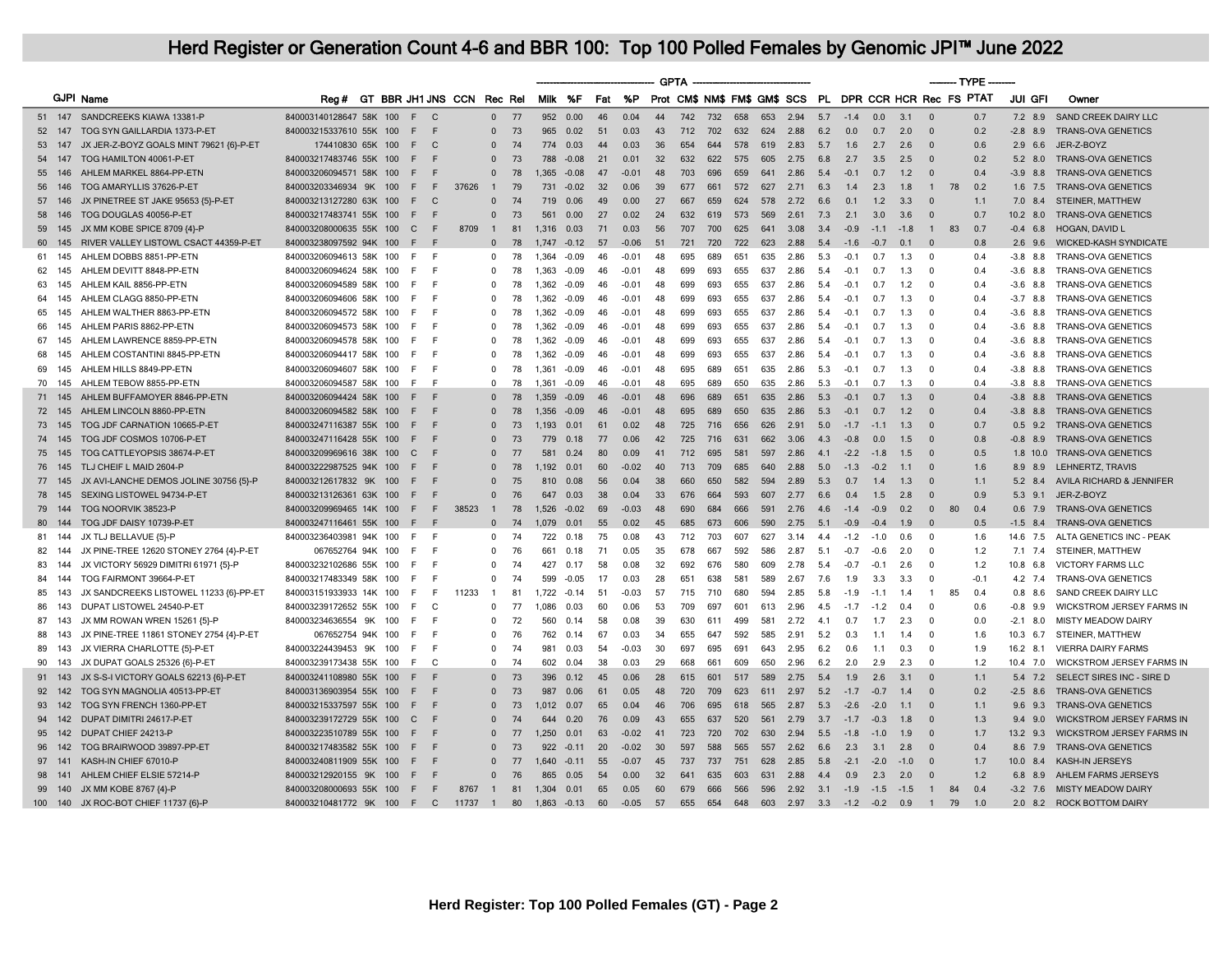# Herd Register or Generation Count 4-6 and BBR 100: Top 100 Polled Females by Genomic JPI™ June 2022

| | | | | | | | | | | | GPTA | | | | | | | | | | | | | | TYPE | | | | | |
|---|---|---|---|---|---|---|---|---|---|---|---|---|---|---|---|---|---|---|---|---|---|---|---|---|---|---|---|---|---|---|
| | GJPI | Name | Reg # | GT | BBR | JH1 | JNS | CCN | Rec | Rel | Milk | %F | Fat | %P | Prot | CM$ | NM$ | FM$ | GM$ | SCS | PL | DPR | CCR | HCR | Rec | FS | PTAT | JUI | GFI | Owner |
| 51 | 147 | SANDCREEKS KIAWA 13381-P | 840003140128647 | 58K | 100 | F | C | | 0 | 77 | 952 | 0.00 | 46 | 0.04 | 44 | 742 | 732 | 658 | 653 | 2.94 | 5.7 | -1.4 | 0.0 | 3.1 | 0 | | 0.7 | 7.2 | 8.9 | SAND CREEK DAIRY LLC |
| 52 | 147 | TOG SYN GAILLARDIA 1373-P-ET | 840003215337610 | 55K | 100 | F | F | | 0 | 73 | 965 | 0.02 | 51 | 0.03 | 43 | 712 | 702 | 632 | 624 | 2.88 | 6.2 | 0.0 | 0.7 | 2.0 | 0 | | 0.2 | -2.8 | 8.9 | TRANS-OVA GENETICS |
| 53 | 147 | JX JER-Z-BOYZ GOALS MINT 79621 {6}-P-ET | 174410830 | 65K | 100 | F | C | | 0 | 74 | 774 | 0.03 | 44 | 0.03 | 36 | 654 | 644 | 578 | 619 | 2.83 | 5.7 | 1.6 | 2.7 | 2.6 | 0 | | 0.6 | 2.9 | 6.6 | JER-Z-BOYZ |
| 54 | 147 | TOG HAMILTON 40061-P-ET | 840003217483746 | 55K | 100 | F | F | | 0 | 73 | 788 | -0.08 | 21 | 0.01 | 32 | 632 | 622 | 575 | 605 | 2.75 | 6.8 | 2.7 | 3.5 | 2.5 | 0 | | 0.2 | 5.2 | 8.0 | TRANS-OVA GENETICS |
| 55 | 146 | AHLEM MARKEL 8864-PP-ETN | 840003206094571 | 58K | 100 | F | F | | 0 | 78 | 1,365 | -0.08 | 47 | -0.01 | 48 | 703 | 696 | 659 | 641 | 2.86 | 5.4 | -0.1 | 0.7 | 1.2 | 0 | | 0.4 | -3.9 | 8.8 | TRANS-OVA GENETICS |
| 56 | 146 | TOG AMARYLLIS 37626-P-ET | 840003203346934 | 9K | 100 | F | F | 37626 | 1 | 79 | 731 | -0.02 | 32 | 0.06 | 39 | 677 | 661 | 572 | 627 | 2.71 | 6.3 | 1.4 | 2.3 | 1.8 | 1 | 78 | 0.2 | 1.6 | 7.5 | TRANS-OVA GENETICS |
| 57 | 146 | JX PINETREE ST JAKE 95653 {5}-P-ET | 840003213127280 | 63K | 100 | F | C | | 0 | 74 | 719 | 0.06 | 49 | 0.00 | 27 | 667 | 659 | 624 | 578 | 2.72 | 6.6 | 0.1 | 1.2 | 3.3 | 0 | | 1.1 | 7.0 | 8.4 | STEINER, MATTHEW |
| 58 | 146 | TOG DOUGLAS 40056-P-ET | 840003217483741 | 55K | 100 | F | F | | 0 | 73 | 561 | 0.00 | 27 | 0.02 | 24 | 632 | 619 | 573 | 569 | 2.61 | 7.3 | 2.1 | 3.0 | 3.6 | 0 | | 0.7 | 10.2 | 8.0 | TRANS-OVA GENETICS |
| 59 | 145 | JX MM KOBE SPICE 8709 {4}-P | 840003208000635 | 55K | 100 | C | F | 8709 | 1 | 81 | 1,316 | 0.03 | 71 | 0.03 | 56 | 707 | 700 | 625 | 641 | 3.08 | 3.4 | -0.9 | -1.1 | -1.8 | 1 | 83 | 0.7 | -0.4 | 6.8 | HOGAN, DAVID L |
| 60 | 145 | RIVER VALLEY LISTOWL CSACT 44359-P-ET | 840003238097592 | 94K | 100 | F | F | | 0 | 78 | 1,747 | -0.12 | 57 | -0.06 | 51 | 721 | 720 | 722 | 623 | 2.88 | 5.4 | -1.6 | -0.7 | 0.1 | 0 | | 0.8 | 2.6 | 9.6 | WICKED-KASH SYNDICATE |
| 61 | 145 | AHLEM DOBBS 8851-PP-ETN | 840003206094613 | 58K | 100 | F | F | | 0 | 78 | 1,364 | -0.09 | 46 | -0.01 | 48 | 695 | 689 | 651 | 635 | 2.86 | 5.3 | -0.1 | 0.7 | 1.3 | 0 | | 0.4 | -3.8 | 8.8 | TRANS-OVA GENETICS |
| 62 | 145 | AHLEM DEVITT 8848-PP-ETN | 840003206094624 | 58K | 100 | F | F | | 0 | 78 | 1,363 | -0.09 | 46 | -0.01 | 48 | 699 | 693 | 655 | 637 | 2.86 | 5.4 | -0.1 | 0.7 | 1.3 | 0 | | 0.4 | -3.6 | 8.8 | TRANS-OVA GENETICS |
| 63 | 145 | AHLEM KAIL 8856-PP-ETN | 840003206094589 | 58K | 100 | F | F | | 0 | 78 | 1,362 | -0.09 | 46 | -0.01 | 48 | 699 | 693 | 655 | 637 | 2.86 | 5.4 | -0.1 | 0.7 | 1.2 | 0 | | 0.4 | -3.6 | 8.8 | TRANS-OVA GENETICS |
| 64 | 145 | AHLEM CLAGG 8850-PP-ETN | 840003206094606 | 58K | 100 | F | F | | 0 | 78 | 1,362 | -0.09 | 46 | -0.01 | 48 | 699 | 693 | 655 | 637 | 2.86 | 5.4 | -0.1 | 0.7 | 1.3 | 0 | | 0.4 | -3.7 | 8.8 | TRANS-OVA GENETICS |
| 65 | 145 | AHLEM WALTHER 8863-PP-ETN | 840003206094572 | 58K | 100 | F | F | | 0 | 78 | 1,362 | -0.09 | 46 | -0.01 | 48 | 699 | 693 | 655 | 637 | 2.86 | 5.4 | -0.1 | 0.7 | 1.3 | 0 | | 0.4 | -3.6 | 8.8 | TRANS-OVA GENETICS |
| 66 | 145 | AHLEM PARIS 8862-PP-ETN | 840003206094573 | 58K | 100 | F | F | | 0 | 78 | 1,362 | -0.09 | 46 | -0.01 | 48 | 699 | 693 | 655 | 637 | 2.86 | 5.4 | -0.1 | 0.7 | 1.3 | 0 | | 0.4 | -3.6 | 8.8 | TRANS-OVA GENETICS |
| 67 | 145 | AHLEM LAWRENCE 8859-PP-ETN | 840003206094578 | 58K | 100 | F | F | | 0 | 78 | 1,362 | -0.09 | 46 | -0.01 | 48 | 699 | 693 | 655 | 637 | 2.86 | 5.4 | -0.1 | 0.7 | 1.3 | 0 | | 0.4 | -3.6 | 8.8 | TRANS-OVA GENETICS |
| 68 | 145 | AHLEM COSTANTINI 8845-PP-ETN | 840003206094417 | 58K | 100 | F | F | | 0 | 78 | 1,362 | -0.09 | 46 | -0.01 | 48 | 699 | 693 | 655 | 637 | 2.86 | 5.4 | -0.1 | 0.7 | 1.3 | 0 | | 0.4 | -3.6 | 8.8 | TRANS-OVA GENETICS |
| 69 | 145 | AHLEM HILLS 8849-PP-ETN | 840003206094607 | 58K | 100 | F | F | | 0 | 78 | 1,361 | -0.09 | 46 | -0.01 | 48 | 695 | 689 | 651 | 635 | 2.86 | 5.3 | -0.1 | 0.7 | 1.3 | 0 | | 0.4 | -3.8 | 8.8 | TRANS-OVA GENETICS |
| 70 | 145 | AHLEM TEBOW 8855-PP-ETN | 840003206094587 | 58K | 100 | F | F | | 0 | 78 | 1,361 | -0.09 | 46 | -0.01 | 48 | 695 | 689 | 650 | 635 | 2.86 | 5.3 | -0.1 | 0.7 | 1.3 | 0 | | 0.4 | -3.8 | 8.8 | TRANS-OVA GENETICS |
| 71 | 145 | AHLEM BUFFAMOYER 8846-PP-ETN | 840003206094424 | 58K | 100 | F | F | | 0 | 78 | 1,359 | -0.09 | 46 | -0.01 | 48 | 696 | 689 | 651 | 635 | 2.86 | 5.3 | -0.1 | 0.7 | 1.3 | 0 | | 0.4 | -3.8 | 8.8 | TRANS-OVA GENETICS |
| 72 | 145 | AHLEM LINCOLN 8860-PP-ETN | 840003206094582 | 58K | 100 | F | F | | 0 | 78 | 1,356 | -0.09 | 46 | -0.01 | 48 | 695 | 689 | 650 | 635 | 2.86 | 5.3 | -0.1 | 0.7 | 1.2 | 0 | | 0.4 | -3.8 | 8.8 | TRANS-OVA GENETICS |
| 73 | 145 | TOG JDF CARNATION 10665-P-ET | 840003247116387 | 55K | 100 | F | F | | 0 | 73 | 1,193 | 0.01 | 61 | 0.02 | 48 | 725 | 716 | 656 | 626 | 2.91 | 5.0 | -1.7 | -1.1 | 1.3 | 0 | | 0.7 | 0.5 | 9.2 | TRANS-OVA GENETICS |
| 74 | 145 | TOG JDF COSMOS 10706-P-ET | 840003247116428 | 55K | 100 | F | F | | 0 | 73 | 779 | 0.18 | 77 | 0.06 | 42 | 725 | 716 | 631 | 662 | 3.06 | 4.3 | -0.8 | 0.0 | 1.5 | 0 | | 0.8 | -0.8 | 8.9 | TRANS-OVA GENETICS |
| 75 | 145 | TOG CATTLEYOPSIS 38674-P-ET | 840003209969616 | 38K | 100 | C | F | | 0 | 77 | 581 | 0.24 | 80 | 0.09 | 41 | 712 | 695 | 581 | 597 | 2.86 | 4.1 | -2.2 | -1.8 | 1.5 | 0 | | 0.5 | 1.8 | 10.0 | TRANS-OVA GENETICS |
| 76 | 145 | TLJ CHEIF L MAID 2604-P | 840003222987525 | 94K | 100 | F | F | | 0 | 78 | 1,192 | 0.01 | 60 | -0.02 | 40 | 713 | 709 | 685 | 640 | 2.88 | 5.0 | -1.3 | -0.2 | 1.1 | 0 | | 1.6 | 8.9 | 8.9 | LEHNERTZ, TRAVIS |
| 77 | 145 | JX AVI-LANCHE DEMOS JOLINE 30756 {5}-P | 840003212617832 | 9K | 100 | F | F | | 0 | 75 | 810 | 0.08 | 56 | 0.04 | 38 | 660 | 650 | 582 | 594 | 2.89 | 5.3 | 0.7 | 1.4 | 1.3 | 0 | | 1.1 | 5.2 | 8.4 | AVILA RICHARD & JENNIFER |
| 78 | 145 | SEXING LISTOWEL 94734-P-ET | 840003213126361 | 63K | 100 | F | F | | 0 | 76 | 647 | 0.03 | 38 | 0.04 | 33 | 676 | 664 | 593 | 607 | 2.77 | 6.6 | 0.4 | 1.5 | 2.8 | 0 | | 0.9 | 5.3 | 9.1 | JER-Z-BOYZ |
| 79 | 144 | TOG NOORVIK 38523-P | 840003209969465 | 14K | 100 | F | F | 38523 | 1 | 78 | 1,526 | -0.02 | 69 | -0.03 | 48 | 690 | 684 | 666 | 591 | 2.76 | 4.6 | -1.4 | -0.9 | 0.2 | 0 | 80 | 0.4 | 0.6 | 7.9 | TRANS-OVA GENETICS |
| 80 | 144 | TOG JDF DAISY 10739-P-ET | 840003247116461 | 55K | 100 | F | F | | 0 | 74 | 1,079 | 0.01 | 55 | 0.02 | 45 | 685 | 673 | 606 | 590 | 2.75 | 5.1 | -0.9 | -0.4 | 1.9 | 0 | | 0.5 | -1.5 | 8.4 | TRANS-OVA GENETICS |
| 81 | 144 | JX TLJ BELLAVUE {5}-P | 840003236403981 | 94K | 100 | F | F | | 0 | 74 | 722 | 0.18 | 75 | 0.08 | 43 | 712 | 703 | 607 | 627 | 3.14 | 4.4 | -1.2 | -1.0 | 0.6 | 0 | | 1.6 | 14.6 | 7.5 | ALTA GENETICS INC - PEAK |
| 82 | 144 | JX PINE-TREE 12620 STONEY 2764 {4}-P-ET | 067652764 | 94K | 100 | F | F | | 0 | 76 | 661 | 0.18 | 71 | 0.05 | 35 | 678 | 667 | 592 | 586 | 2.87 | 5.1 | -0.7 | -0.6 | 2.0 | 0 | | 1.2 | 7.1 | 7.4 | STEINER, MATTHEW |
| 83 | 144 | JX VICTORY 56929 DIMITRI 61971 {5}-P | 840003232102686 | 55K | 100 | F | F | | 0 | 74 | 427 | 0.17 | 58 | 0.08 | 32 | 692 | 676 | 580 | 609 | 2.78 | 5.4 | -0.7 | -0.1 | 2.6 | 0 | | 1.2 | 10.8 | 6.8 | VICTORY FARMS LLC |
| 84 | 144 | TOG FAIRMONT 39664-P-ET | 840003217483349 | 58K | 100 | F | F | | 0 | 74 | 599 | -0.05 | 17 | 0.03 | 28 | 651 | 638 | 581 | 589 | 2.67 | 7.6 | 1.9 | 3.3 | 3.3 | 0 | | -0.1 | 4.2 | 7.4 | TRANS-OVA GENETICS |
| 85 | 143 | JX SANDCREEKS LISTOWEL 11233 {6}-PP-ET | 840003151933933 | 14K | 100 | F | F | 11233 | 1 | 81 | 1,722 | -0.14 | 51 | -0.03 | 57 | 715 | 710 | 680 | 594 | 2.85 | 5.8 | -1.9 | -1.1 | 1.4 | 1 | 85 | 0.4 | 0.8 | 8.6 | SAND CREEK DAIRY LLC |
| 86 | 143 | DUPAT LISTOWEL 24540-P-ET | 840003239172652 | 55K | 100 | F | C | | 0 | 77 | 1,086 | 0.03 | 60 | 0.06 | 53 | 709 | 697 | 601 | 613 | 2.96 | 4.5 | -1.7 | -1.2 | 0.4 | 0 | | 0.6 | -0.8 | 9.9 | WICKSTROM JERSEY FARMS IN |
| 87 | 143 | JX MM ROWAN WREN 15261 {5}-P | 840003234636554 | 9K | 100 | F | F | | 0 | 72 | 560 | 0.14 | 58 | 0.08 | 39 | 630 | 611 | 499 | 581 | 2.72 | 4.1 | 0.7 | 1.7 | 2.3 | 0 | | 0.0 | -2.1 | 8.0 | MISTY MEADOW DAIRY |
| 88 | 143 | JX PINE-TREE 11861 STONEY 2754 {4}-P-ET | 067652754 | 94K | 100 | F | F | | 0 | 76 | 762 | 0.14 | 67 | 0.03 | 34 | 655 | 647 | 592 | 585 | 2.91 | 5.2 | 0.3 | 1.1 | 1.4 | 0 | | 1.6 | 10.3 | 6.7 | STEINER, MATTHEW |
| 89 | 143 | JX VIERRA CHARLOTTE {5}-P-ET | 840003224439453 | 9K | 100 | F | F | | 0 | 74 | 981 | 0.03 | 54 | -0.03 | 30 | 697 | 695 | 691 | 643 | 2.95 | 6.2 | 0.6 | 1.1 | 0.3 | 0 | | 1.9 | 16.2 | 8.1 | VIERRA DAIRY FARMS |
| 90 | 143 | JX DUPAT GOALS 25326 {6}-P-ET | 840003239173438 | 55K | 100 | F | C | | 0 | 74 | 602 | 0.04 | 38 | 0.03 | 29 | 668 | 661 | 609 | 650 | 2.96 | 6.2 | 2.0 | 2.9 | 2.3 | 0 | | 1.2 | 10.4 | 7.0 | WICKSTROM JERSEY FARMS IN |
| 91 | 143 | JX S-S-I VICTORY GOALS 62213 {6}-P-ET | 840003241108980 | 55K | 100 | F | F | | 0 | 73 | 396 | 0.12 | 45 | 0.06 | 28 | 615 | 601 | 517 | 589 | 2.75 | 5.4 | 1.9 | 2.6 | 3.1 | 0 | | 1.1 | 5.4 | 7.2 | SELECT SIRES INC - SIRE D |
| 92 | 142 | TOG SYN MAGNOLIA 40513-PP-ET | 840003136903954 | 55K | 100 | F | F | | 0 | 73 | 987 | 0.06 | 61 | 0.05 | 48 | 720 | 709 | 623 | 611 | 2.97 | 5.2 | -1.7 | -0.7 | 1.4 | 0 | | 0.2 | -2.5 | 8.6 | TRANS-OVA GENETICS |
| 93 | 142 | TOG SYN FRENCH 1360-PP-ET | 840003215337597 | 55K | 100 | F | F | | 0 | 73 | 1,012 | 0.07 | 65 | 0.04 | 46 | 706 | 695 | 618 | 565 | 2.87 | 5.3 | -2.6 | -2.0 | 1.1 | 0 | | 1.1 | 9.6 | 9.3 | TRANS-OVA GENETICS |
| 94 | 142 | DUPAT DIMITRI 24617-P-ET | 840003239172729 | 55K | 100 | C | F | | 0 | 74 | 644 | 0.20 | 76 | 0.09 | 43 | 655 | 637 | 520 | 561 | 2.79 | 3.7 | -1.7 | -0.3 | 1.8 | 0 | | 1.3 | 9.4 | 9.0 | WICKSTROM JERSEY FARMS IN |
| 95 | 142 | DUPAT CHIEF 24213-P | 840003223510789 | 55K | 100 | F | F | | 0 | 77 | 1,250 | 0.01 | 63 | -0.02 | 41 | 723 | 720 | 702 | 630 | 2.94 | 5.5 | -1.8 | -1.0 | 1.9 | 0 | | 1.7 | 13.2 | 9.3 | WICKSTROM JERSEY FARMS IN |
| 96 | 142 | TOG BRAIRWOOD 39897-PP-ET | 840003217483582 | 55K | 100 | F | F | | 0 | 73 | 922 | -0.11 | 20 | -0.02 | 30 | 597 | 588 | 565 | 557 | 2.62 | 6.6 | 2.3 | 3.1 | 2.8 | 0 | | 0.4 | 8.6 | 7.9 | TRANS-OVA GENETICS |
| 97 | 141 | KASH-IN CHIEF 67010-P | 840003240811909 | 55K | 100 | F | F | | 0 | 77 | 1,640 | -0.11 | 55 | -0.07 | 45 | 737 | 737 | 751 | 628 | 2.85 | 5.8 | -2.1 | -2.0 | -1.0 | 0 | | 1.7 | 10.0 | 8.4 | KASH-IN JERSEYS |
| 98 | 141 | AHLEM CHIEF ELSIE 57214-P | 840003212920155 | 9K | 100 | F | F | | 0 | 76 | 865 | 0.05 | 54 | 0.00 | 32 | 641 | 635 | 603 | 631 | 2.88 | 4.4 | 0.9 | 2.3 | 2.0 | 0 | | 1.2 | 6.8 | 8.9 | AHLEM FARMS JERSEYS |
| 99 | 140 | JX MM KOBE 8767 {4}-P | 840003208000693 | 55K | 100 | F | F | 8767 | 1 | 81 | 1,304 | 0.01 | 65 | 0.05 | 60 | 679 | 666 | 566 | 596 | 2.92 | 3.1 | -1.9 | -1.5 | -1.5 | 1 | 84 | 0.4 | -3.2 | 7.6 | MISTY MEADOW DAIRY |
| 100 | 140 | JX ROC-BOT CHIEF 11737 {6}-P | 840003210481772 | 9K | 100 | F | C | 11737 | 1 | 80 | 1,863 | -0.13 | 60 | -0.05 | 57 | 655 | 654 | 648 | 603 | 2.97 | 3.3 | -1.2 | -0.2 | 0.9 | 1 | 79 | 1.0 | 2.0 | 8.2 | ROCK BOTTOM DAIRY |

Herd Register: Top 100 Polled Females (GT) - Page 2